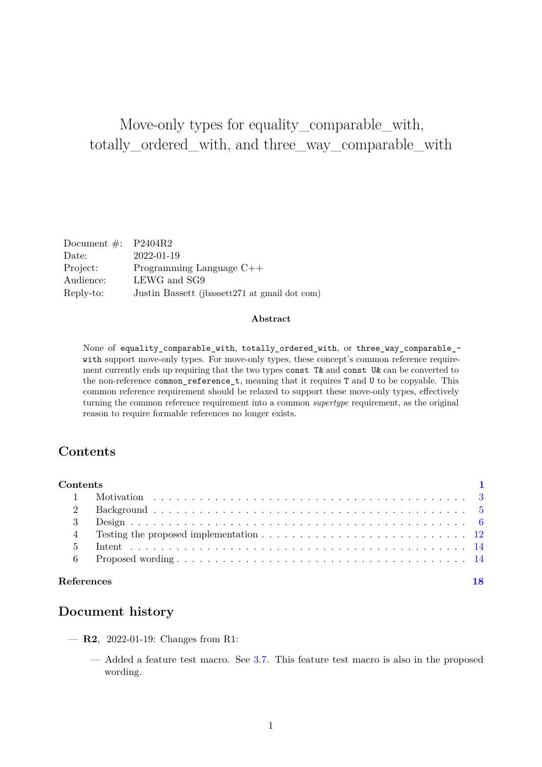# Move-only types for equality_comparable_with, totally_ordered_with, and three_way_comparable_with

| | |
|---|---|
| Document #: | P2404R2 |
| Date: | 2022-01-19 |
| Project: | Programming Language C++ |
| Audience: | LEWG and SG9 |
| Reply-to: | Justin Bassett (jbassett271 at gmail dot com) |

### Abstract

None of `equality_comparable_with`, `totally_ordered_with`, or `three_way_comparable_with` support move-only types. For move-only types, these concept's common reference requirement currently ends up requiring that the two types `const T&` and `const U&` can be converted to the non-reference `common_reference_t`, meaning that it requires `T` and `U` to be copyable. This common reference requirement should be relaxed to support these move-only types, effectively turning the common reference requirement into a common *supertype* requirement, as the original reason to require formable references no longer exists.

## Contents

**Contents** — 1

1. Motivation — 3
2. Background — 5
3. Design — 6
4. Testing the proposed implementation — 12
5. Intent — 14
6. Proposed wording — 14

**References** — 18

## Document history

- **R2**, 2022-01-19: Changes from R1:
  - Added a feature test macro. See 3.7. This feature test macro is also in the proposed wording.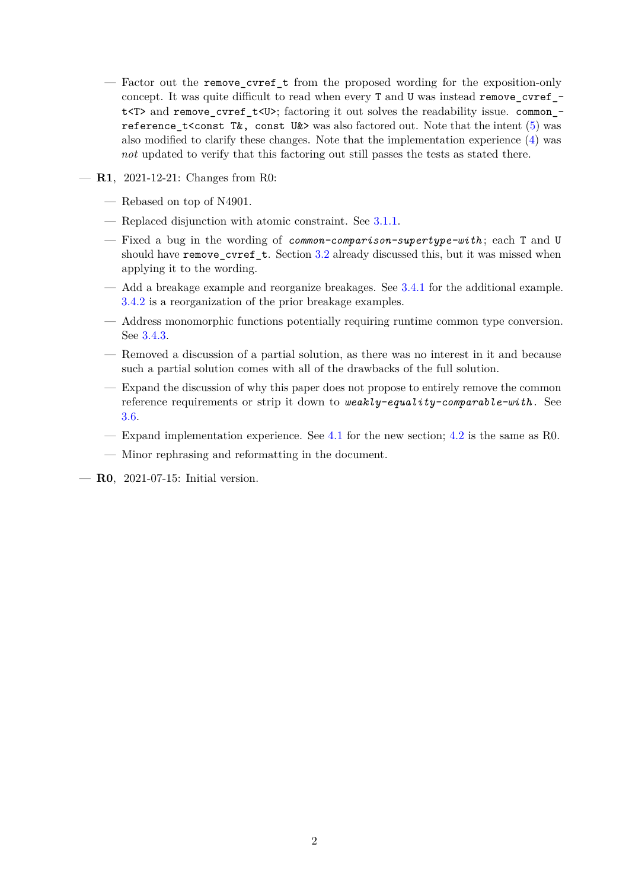- Factor out the `remove_cvref_t` from the proposed wording for the exposition-only concept. It was quite difficult to read when every `T` and `U` was instead `remove_cvref_t<T>` and `remove_cvref_t<U>`; factoring it out solves the readability issue. `common_reference_t<const T&, const U&>` was also factored out. Note that the intent (5) was also modified to clarify these changes. Note that the implementation experience (4) was *not* updated to verify that this factoring out still passes the tests as stated there.

- **R1**, 2021-12-21: Changes from R0:
    - Rebased on top of N4901.
    - Replaced disjunction with atomic constraint. See 3.1.1.
    - Fixed a bug in the wording of *`common-comparison-supertype-with`*; each `T` and `U` should have `remove_cvref_t`. Section 3.2 already discussed this, but it was missed when applying it to the wording.
    - Add a breakage example and reorganize breakages. See 3.4.1 for the additional example. 3.4.2 is a reorganization of the prior breakage examples.
    - Address monomorphic functions potentially requiring runtime common type conversion. See 3.4.3.
    - Removed a discussion of a partial solution, as there was no interest in it and because such a partial solution comes with all of the drawbacks of the full solution.
    - Expand the discussion of why this paper does not propose to entirely remove the common reference requirements or strip it down to *`weakly-equality-comparable-with`*. See 3.6.
    - Expand implementation experience. See 4.1 for the new section; 4.2 is the same as R0.
    - Minor rephrasing and reformatting in the document.

- **R0**, 2021-07-15: Initial version.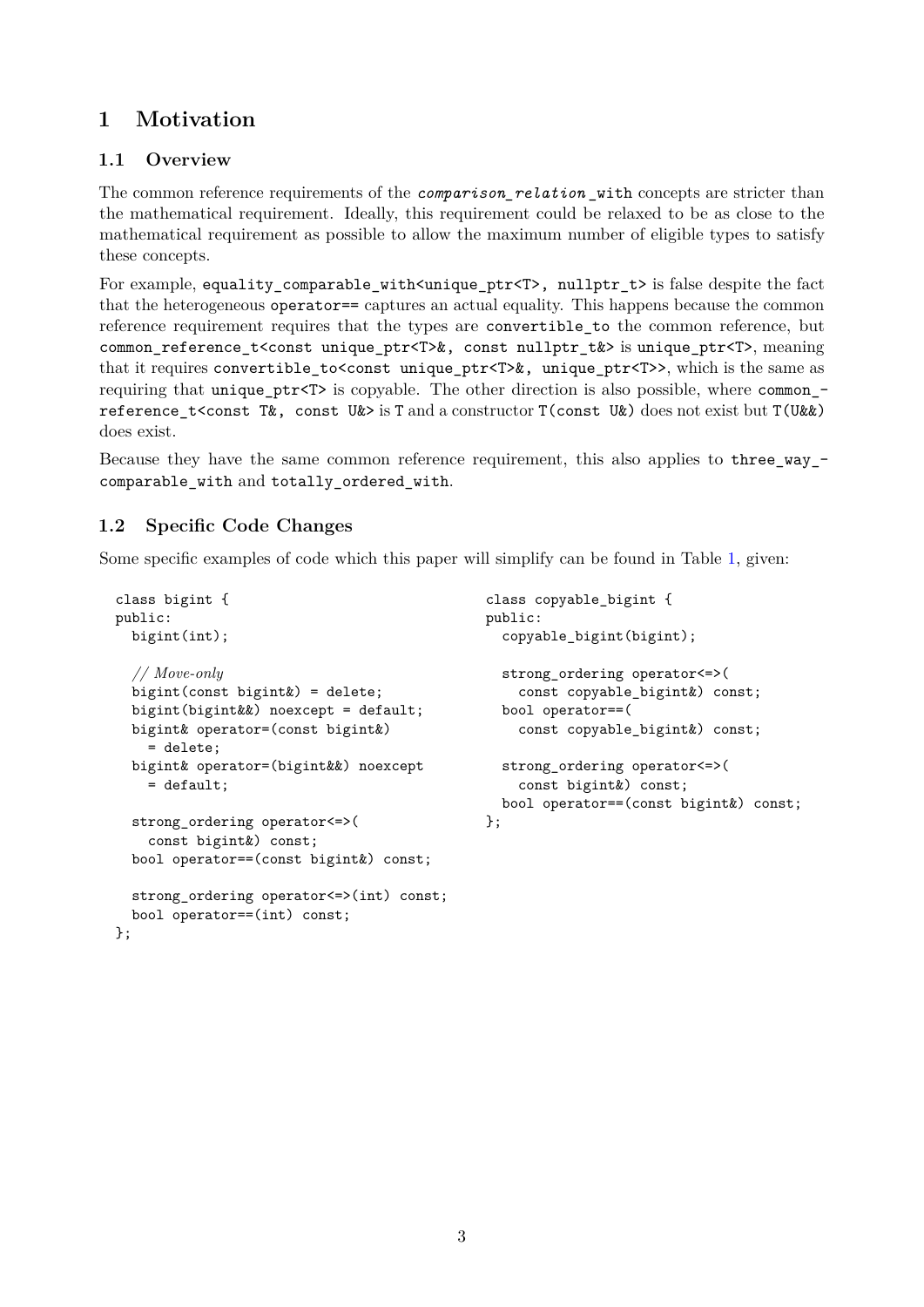# 1 Motivation

## 1.1 Overview

The common reference requirements of the `comparison_relation_with` concepts are stricter than the mathematical requirement. Ideally, this requirement could be relaxed to be as close to the mathematical requirement as possible to allow the maximum number of eligible types to satisfy these concepts.

For example, `equality_comparable_with<unique_ptr<T>, nullptr_t>` is false despite the fact that the heterogeneous `operator==` captures an actual equality. This happens because the common reference requirement requires that the types are `convertible_to` the common reference, but `common_reference_t<const unique_ptr<T>&, const nullptr_t&>` is `unique_ptr<T>`, meaning that it requires `convertible_to<const unique_ptr<T>&, unique_ptr<T>>`, which is the same as requiring that `unique_ptr<T>` is copyable. The other direction is also possible, where `common_reference_t<const T&, const U&>` is `T` and a constructor `T(const U&)` does not exist but `T(U&&)` does exist.

Because they have the same common reference requirement, this also applies to `three_way_comparable_with` and `totally_ordered_with`.

## 1.2 Specific Code Changes

Some specific examples of code which this paper will simplify can be found in Table 1, given:

```
class bigint {
public:
  bigint(int);

  // Move-only
  bigint(const bigint&) = delete;
  bigint(bigint&&) noexcept = default;
  bigint& operator=(const bigint&)
    = delete;
  bigint& operator=(bigint&&) noexcept
    = default;

  strong_ordering operator<=>(
    const bigint&) const;
  bool operator==(const bigint&) const;

  strong_ordering operator<=>(int) const;
  bool operator==(int) const;
};
```

```
class copyable_bigint {
public:
  copyable_bigint(bigint);

  strong_ordering operator<=>(
    const copyable_bigint&) const;
  bool operator==(
    const copyable_bigint&) const;

  strong_ordering operator<=>(
    const bigint&) const;
  bool operator==(const bigint&) const;
};
```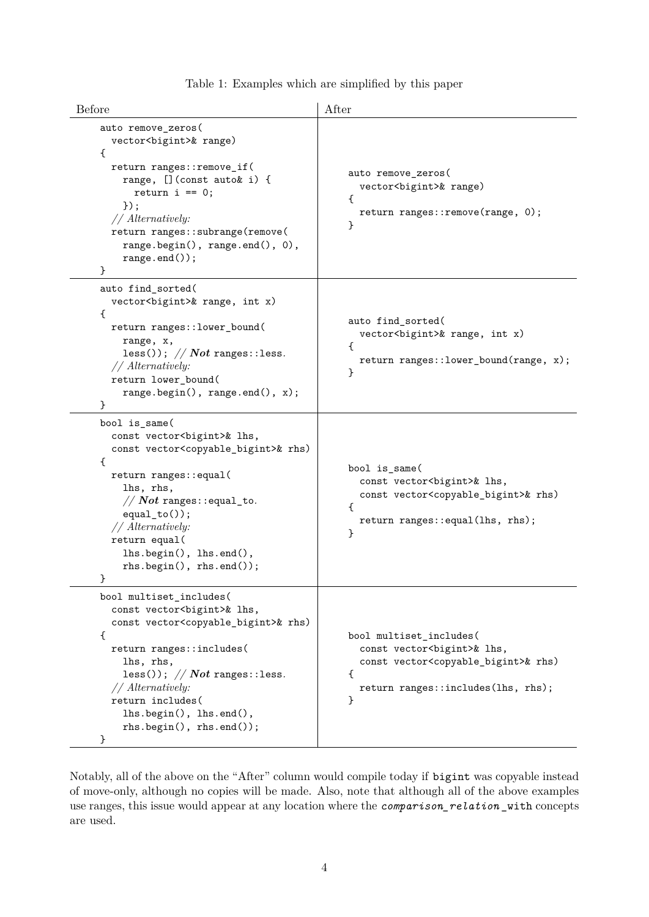Table 1: Examples which are simplified by this paper

| Before | After |
| --- | --- |
| <pre>auto remove_zeros(<br>  vector&lt;bigint&gt;& range)<br>{<br>  return ranges::remove_if(<br>    range, [](const auto& i) {<br>      return i == 0;<br>    });<br>  // Alternatively:<br>  return ranges::subrange(remove(<br>    range.begin(), range.end(), 0),<br>    range.end());<br>}</pre> | <pre>auto remove_zeros(<br>  vector&lt;bigint&gt;& range)<br>{<br>  return ranges::remove(range, 0);<br>}</pre> |
| <pre>auto find_sorted(<br>  vector&lt;bigint&gt;& range, int x)<br>{<br>  return ranges::lower_bound(<br>    range, x,<br>    less()); // Not ranges::less.<br>  // Alternatively:<br>  return lower_bound(<br>    range.begin(), range.end(), x);<br>}</pre> | <pre>auto find_sorted(<br>  vector&lt;bigint&gt;& range, int x)<br>{<br>  return ranges::lower_bound(range, x);<br>}</pre> |
| <pre>bool is_same(<br>  const vector&lt;bigint&gt;& lhs,<br>  const vector&lt;copyable_bigint&gt;& rhs)<br>{<br>  return ranges::equal(<br>    lhs, rhs,<br>    // Not ranges::equal_to.<br>    equal_to());<br>  // Alternatively:<br>  return equal(<br>    lhs.begin(), lhs.end(),<br>    rhs.begin(), rhs.end());<br>}</pre> | <pre>bool is_same(<br>  const vector&lt;bigint&gt;& lhs,<br>  const vector&lt;copyable_bigint&gt;& rhs)<br>{<br>  return ranges::equal(lhs, rhs);<br>}</pre> |
| <pre>bool multiset_includes(<br>  const vector&lt;bigint&gt;& lhs,<br>  const vector&lt;copyable_bigint&gt;& rhs)<br>{<br>  return ranges::includes(<br>    lhs, rhs,<br>    less()); // Not ranges::less.<br>  // Alternatively:<br>  return includes(<br>    lhs.begin(), lhs.end(),<br>    rhs.begin(), rhs.end());<br>}</pre> | <pre>bool multiset_includes(<br>  const vector&lt;bigint&gt;& lhs,<br>  const vector&lt;copyable_bigint&gt;& rhs)<br>{<br>  return ranges::includes(lhs, rhs);<br>}</pre> |

Notably, all of the above on the "After" column would compile today if `bigint` was copyable instead of move-only, although no copies will be made. Also, note that although all of the above examples use ranges, this issue would appear at any location where the *`comparison_relation`*`_with` concepts are used.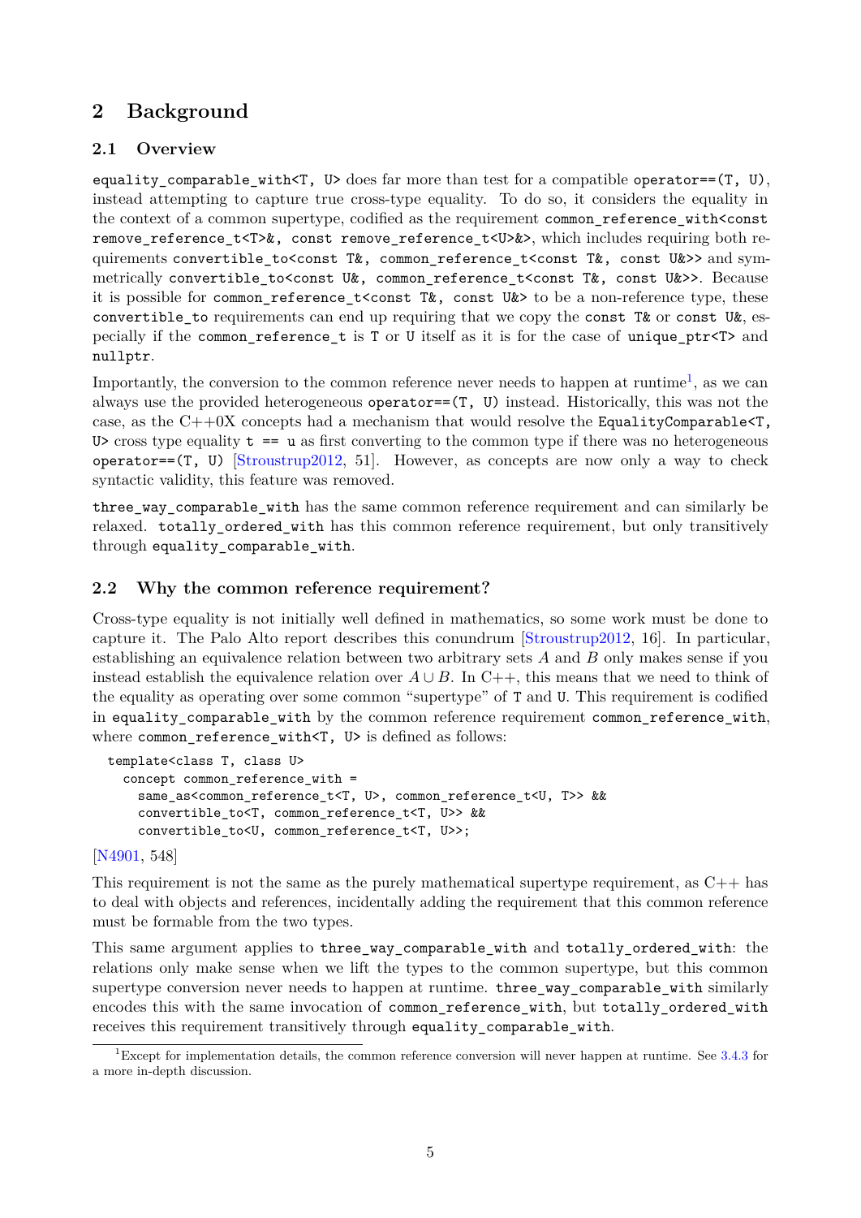## 2 Background

### 2.1 Overview

`equality_comparable_with<T, U>` does far more than test for a compatible `operator==(T, U)`, instead attempting to capture true cross-type equality. To do so, it considers the equality in the context of a common supertype, codified as the requirement `common_reference_with<const remove_reference_t<T>&, const remove_reference_t<U>&>`, which includes requiring both requirements `convertible_to<const T&, common_reference_t<const T&, const U&>>` and symmetrically `convertible_to<const U&, common_reference_t<const T&, const U&>>`. Because it is possible for `common_reference_t<const T&, const U&>` to be a non-reference type, these `convertible_to` requirements can end up requiring that we copy the `const T&` or `const U&`, especially if the `common_reference_t` is `T` or `U` itself as it is for the case of `unique_ptr<T>` and `nullptr`.

Importantly, the conversion to the common reference never needs to happen at runtime[1], as we can always use the provided heterogeneous `operator==(T, U)` instead. Historically, this was not the case, as the C++0X concepts had a mechanism that would resolve the `EqualityComparable<T, U>` cross type equality `t == u` as first converting to the common type if there was no heterogeneous `operator==(T, U)` [Stroustrup2012, 51]. However, as concepts are now only a way to check syntactic validity, this feature was removed.

`three_way_comparable_with` has the same common reference requirement and can similarly be relaxed. `totally_ordered_with` has this common reference requirement, but only transitively through `equality_comparable_with`.

### 2.2 Why the common reference requirement?

Cross-type equality is not initially well defined in mathematics, so some work must be done to capture it. The Palo Alto report describes this conundrum [Stroustrup2012, 16]. In particular, establishing an equivalence relation between two arbitrary sets $A$ and $B$ only makes sense if you instead establish the equivalence relation over $A \cup B$. In C++, this means that we need to think of the equality as operating over some common "supertype" of `T` and `U`. This requirement is codified in `equality_comparable_with` by the common reference requirement `common_reference_with`, where `common_reference_with<T, U>` is defined as follows:

```
template<class T, class U>
  concept common_reference_with =
    same_as<common_reference_t<T, U>, common_reference_t<U, T>> &&
    convertible_to<T, common_reference_t<T, U>> &&
    convertible_to<U, common_reference_t<T, U>>;
```

[N4901, 548]

This requirement is not the same as the purely mathematical supertype requirement, as C++ has to deal with objects and references, incidentally adding the requirement that this common reference must be formable from the two types.

This same argument applies to `three_way_comparable_with` and `totally_ordered_with`: the relations only make sense when we lift the types to the common supertype, but this common supertype conversion never needs to happen at runtime. `three_way_comparable_with` similarly encodes this with the same invocation of `common_reference_with`, but `totally_ordered_with` receives this requirement transitively through `equality_comparable_with`.

[1] Except for implementation details, the common reference conversion will never happen at runtime. See 3.4.3 for a more in-depth discussion.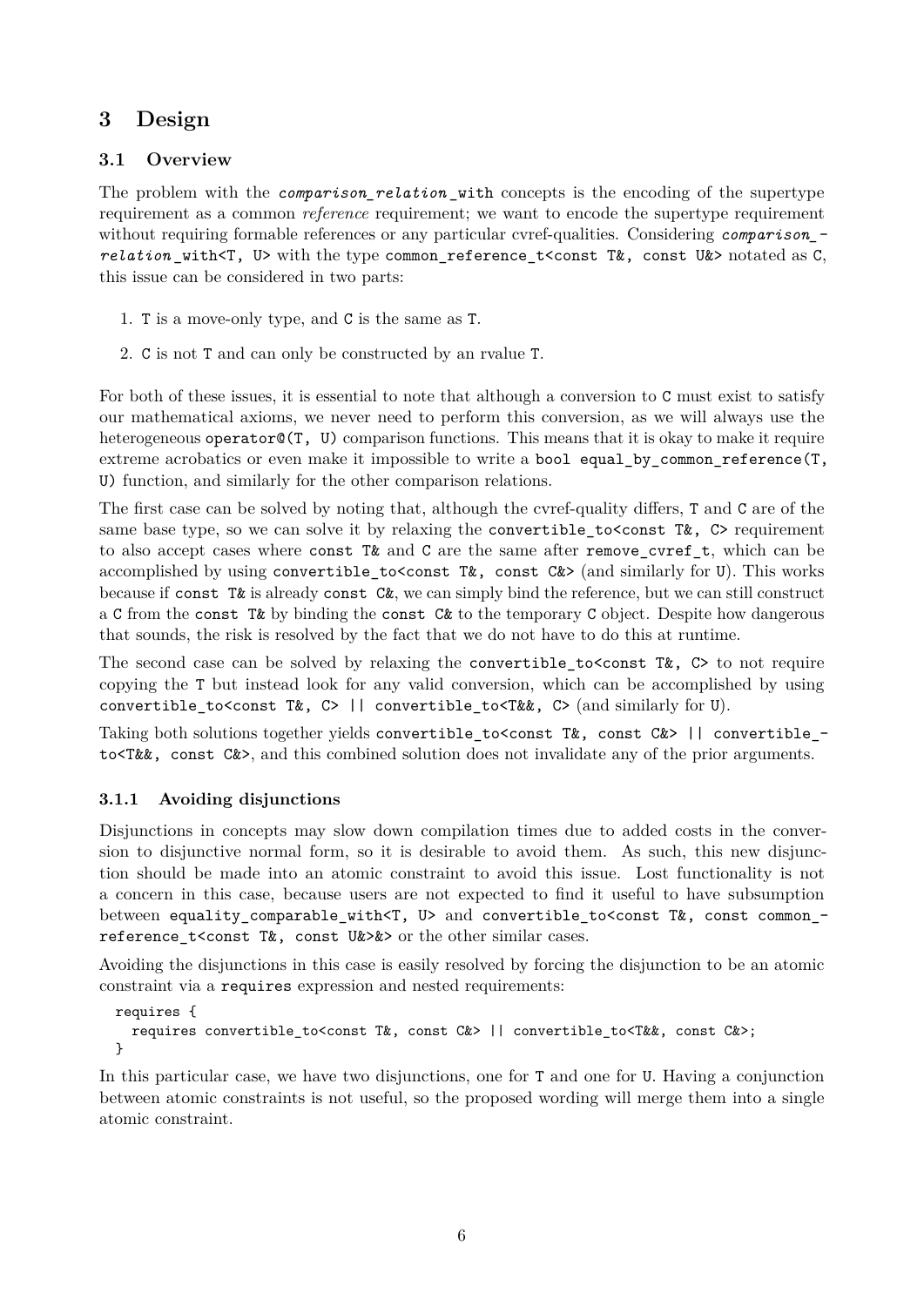## 3 Design

### 3.1 Overview

The problem with the *comparison_relation*_with concepts is the encoding of the supertype requirement as a common *reference* requirement; we want to encode the supertype requirement without requiring formable references or any particular cvref-qualities. Considering *comparison_relation*_with<T, U> with the type `common_reference_t<const T&, const U&>` notated as `C`, this issue can be considered in two parts:

1. `T` is a move-only type, and `C` is the same as `T`.
2. `C` is not `T` and can only be constructed by an rvalue `T`.

For both of these issues, it is essential to note that although a conversion to `C` must exist to satisfy our mathematical axioms, we never need to perform this conversion, as we will always use the heterogeneous `operator@(T, U)` comparison functions. This means that it is okay to make it require extreme acrobatics or even make it impossible to write a `bool equal_by_common_reference(T, U)` function, and similarly for the other comparison relations.

The first case can be solved by noting that, although the cvref-quality differs, `T` and `C` are of the same base type, so we can solve it by relaxing the `convertible_to<const T&, C>` requirement to also accept cases where `const T&` and `C` are the same after `remove_cvref_t`, which can be accomplished by using `convertible_to<const T&, const C&>` (and similarly for `U`). This works because if `const T&` is already `const C&`, we can simply bind the reference, but we can still construct a `C` from the `const T&` by binding the `const C&` to the temporary `C` object. Despite how dangerous that sounds, the risk is resolved by the fact that we do not have to do this at runtime.

The second case can be solved by relaxing the `convertible_to<const T&, C>` to not require copying the `T` but instead look for any valid conversion, which can be accomplished by using `convertible_to<const T&, C> || convertible_to<T&&, C>` (and similarly for `U`).

Taking both solutions together yields `convertible_to<const T&, const C&> || convertible_to<T&&, const C&>`, and this combined solution does not invalidate any of the prior arguments.

#### 3.1.1 Avoiding disjunctions

Disjunctions in concepts may slow down compilation times due to added costs in the conversion to disjunctive normal form, so it is desirable to avoid them. As such, this new disjunction should be made into an atomic constraint to avoid this issue. Lost functionality is not a concern in this case, because users are not expected to find it useful to have subsumption between `equality_comparable_with<T, U>` and `convertible_to<const T&, const common_reference_t<const T&, const U&>&>` or the other similar cases.

Avoiding the disjunctions in this case is easily resolved by forcing the disjunction to be an atomic constraint via a `requires` expression and nested requirements:

```
requires {
  requires convertible_to<const T&, const C&> || convertible_to<T&&, const C&>;
}
```

In this particular case, we have two disjunctions, one for `T` and one for `U`. Having a conjunction between atomic constraints is not useful, so the proposed wording will merge them into a single atomic constraint.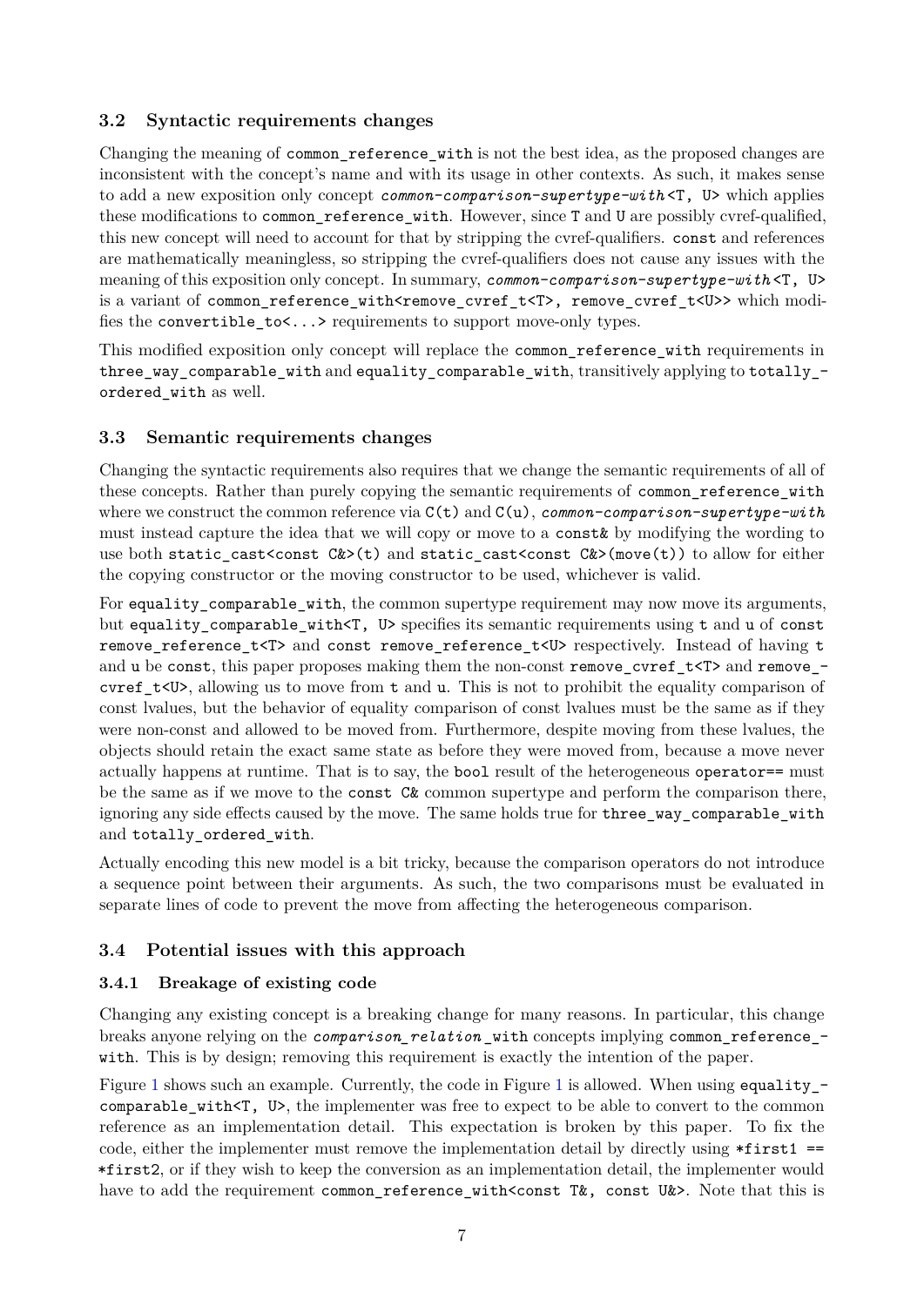### 3.2 Syntactic requirements changes

Changing the meaning of `common_reference_with` is not the best idea, as the proposed changes are inconsistent with the concept's name and with its usage in other contexts. As such, it makes sense to add a new exposition only concept *`common-comparison-supertype-with`*`<T, U>` which applies these modifications to `common_reference_with`. However, since `T` and `U` are possibly cvref-qualified, this new concept will need to account for that by stripping the cvref-qualifiers. `const` and references are mathematically meaningless, so stripping the cvref-qualifiers does not cause any issues with the meaning of this exposition only concept. In summary, *`common-comparison-supertype-with`*`<T, U>` is a variant of `common_reference_with<remove_cvref_t<T>, remove_cvref_t<U>>` which modifies the `convertible_to<...>` requirements to support move-only types.

This modified exposition only concept will replace the `common_reference_with` requirements in `three_way_comparable_with` and `equality_comparable_with`, transitively applying to `totally_ordered_with` as well.

### 3.3 Semantic requirements changes

Changing the syntactic requirements also requires that we change the semantic requirements of all of these concepts. Rather than purely copying the semantic requirements of `common_reference_with` where we construct the common reference via `C(t)` and `C(u)`, *`common-comparison-supertype-with`* must instead capture the idea that we will copy or move to a `const&` by modifying the wording to use both `static_cast<const C&>(t)` and `static_cast<const C&>(move(t))` to allow for either the copying constructor or the moving constructor to be used, whichever is valid.

For `equality_comparable_with`, the common supertype requirement may now move its arguments, but `equality_comparable_with<T, U>` specifies its semantic requirements using `t` and `u` of `const remove_reference_t<T>` and `const remove_reference_t<U>` respectively. Instead of having `t` and `u` be `const`, this paper proposes making them the non-const `remove_cvref_t<T>` and `remove_cvref_t<U>`, allowing us to move from `t` and `u`. This is not to prohibit the equality comparison of const lvalues, but the behavior of equality comparison of const lvalues must be the same as if they were non-const and allowed to be moved from. Furthermore, despite moving from these lvalues, the objects should retain the exact same state as before they were moved from, because a move never actually happens at runtime. That is to say, the `bool` result of the heterogeneous `operator==` must be the same as if we move to the `const C&` common supertype and perform the comparison there, ignoring any side effects caused by the move. The same holds true for `three_way_comparable_with` and `totally_ordered_with`.

Actually encoding this new model is a bit tricky, because the comparison operators do not introduce a sequence point between their arguments. As such, the two comparisons must be evaluated in separate lines of code to prevent the move from affecting the heterogeneous comparison.

### 3.4 Potential issues with this approach

#### 3.4.1 Breakage of existing code

Changing any existing concept is a breaking change for many reasons. In particular, this change breaks anyone relying on the *`comparison_relation`*`_with` concepts implying `common_reference_with`. This is by design; removing this requirement is exactly the intention of the paper.

Figure 1 shows such an example. Currently, the code in Figure 1 is allowed. When using `equality_comparable_with<T, U>`, the implementer was free to expect to be able to convert to the common reference as an implementation detail. This expectation is broken by this paper. To fix the code, either the implementer must remove the implementation detail by directly using `*first1 == *first2`, or if they wish to keep the conversion as an implementation detail, the implementer would have to add the requirement `common_reference_with<const T&, const U&>`. Note that this is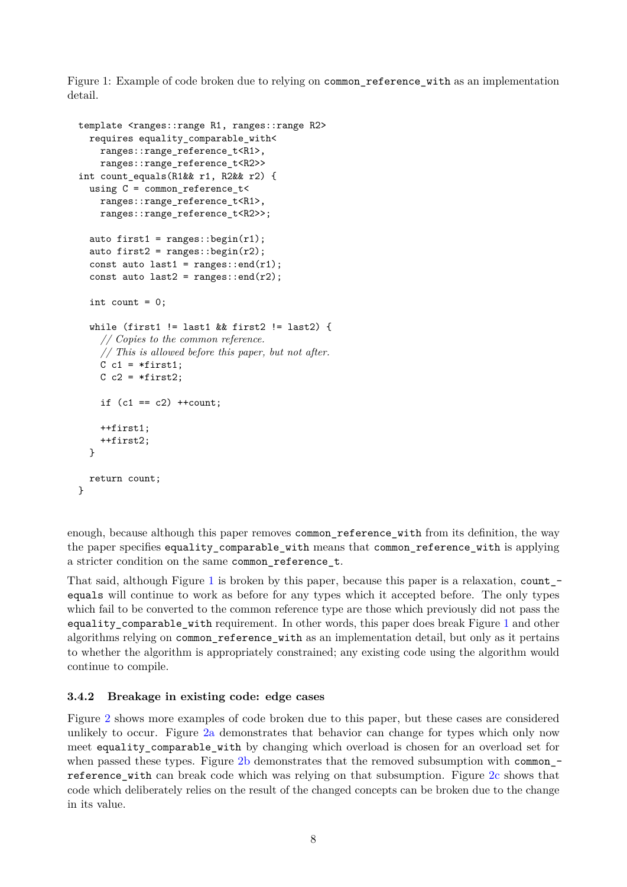Figure 1: Example of code broken due to relying on `common_reference_with` as an implementation detail.

```
template <ranges::range R1, ranges::range R2>
  requires equality_comparable_with<
    ranges::range_reference_t<R1>,
    ranges::range_reference_t<R2>>
int count_equals(R1&& r1, R2&& r2) {
  using C = common_reference_t<
    ranges::range_reference_t<R1>,
    ranges::range_reference_t<R2>>;

  auto first1 = ranges::begin(r1);
  auto first2 = ranges::begin(r2);
  const auto last1 = ranges::end(r1);
  const auto last2 = ranges::end(r2);

  int count = 0;

  while (first1 != last1 && first2 != last2) {
    // Copies to the common reference.
    // This is allowed before this paper, but not after.
    C c1 = *first1;
    C c2 = *first2;

    if (c1 == c2) ++count;

    ++first1;
    ++first2;
  }

  return count;
}
```

enough, because although this paper removes `common_reference_with` from its definition, the way the paper specifies `equality_comparable_with` means that `common_reference_with` is applying a stricter condition on the same `common_reference_t`.

That said, although Figure 1 is broken by this paper, because this paper is a relaxation, `count_equals` will continue to work as before for any types which it accepted before. The only types which fail to be converted to the common reference type are those which previously did not pass the `equality_comparable_with` requirement. In other words, this paper does break Figure 1 and other algorithms relying on `common_reference_with` as an implementation detail, but only as it pertains to whether the algorithm is appropriately constrained; any existing code using the algorithm would continue to compile.

#### 3.4.2 Breakage in existing code: edge cases

Figure 2 shows more examples of code broken due to this paper, but these cases are considered unlikely to occur. Figure 2a demonstrates that behavior can change for types which only now meet `equality_comparable_with` by changing which overload is chosen for an overload set for when passed these types. Figure 2b demonstrates that the removed subsumption with `common_reference_with` can break code which was relying on that subsumption. Figure 2c shows that code which deliberately relies on the result of the changed concepts can be broken due to the change in its value.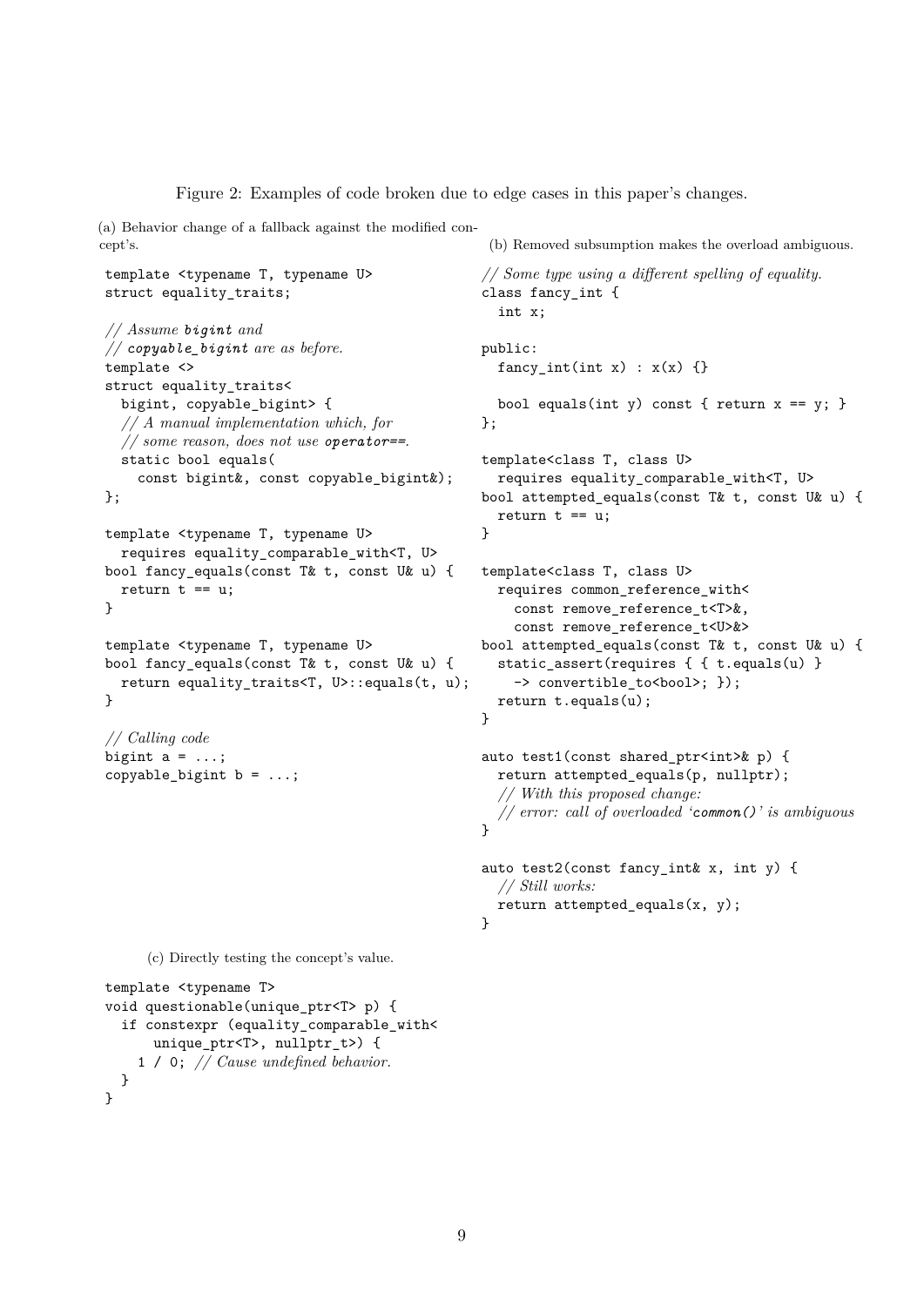Figure 2: Examples of code broken due to edge cases in this paper's changes.

(a) Behavior change of a fallback against the modified concept's.

```
template <typename T, typename U>
struct equality_traits;

// Assume bigint and
// copyable_bigint are as before.
template <>
struct equality_traits<
  bigint, copyable_bigint> {
  // A manual implementation which, for
  // some reason, does not use operator==.
  static bool equals(
    const bigint&, const copyable_bigint&);
};

template <typename T, typename U>
  requires equality_comparable_with<T, U>
bool fancy_equals(const T& t, const U& u) {
  return t == u;
}

template <typename T, typename U>
bool fancy_equals(const T& t, const U& u) {
  return equality_traits<T, U>::equals(t, u);
}

// Calling code
bigint a = ...;
copyable_bigint b = ...;
```

(b) Removed subsumption makes the overload ambiguous.

```
// Some type using a different spelling of equality.
class fancy_int {
  int x;

public:
  fancy_int(int x) : x(x) {}

  bool equals(int y) const { return x == y; }
};

template<class T, class U>
  requires equality_comparable_with<T, U>
bool attempted_equals(const T& t, const U& u) {
  return t == u;
}

template<class T, class U>
  requires common_reference_with<
    const remove_reference_t<T>&,
    const remove_reference_t<U>&>
bool attempted_equals(const T& t, const U& u) {
  static_assert(requires { { t.equals(u) }
    -> convertible_to<bool>; });
  return t.equals(u);
}

auto test1(const shared_ptr<int>& p) {
  return attempted_equals(p, nullptr);
  // With this proposed change:
  // error: call of overloaded 'common()' is ambiguous
}

auto test2(const fancy_int& x, int y) {
  // Still works:
  return attempted_equals(x, y);
}
```

(c) Directly testing the concept's value.

```
template <typename T>
void questionable(unique_ptr<T> p) {
  if constexpr (equality_comparable_with<
      unique_ptr<T>, nullptr_t>) {
    1 / 0; // Cause undefined behavior.
  }
}
```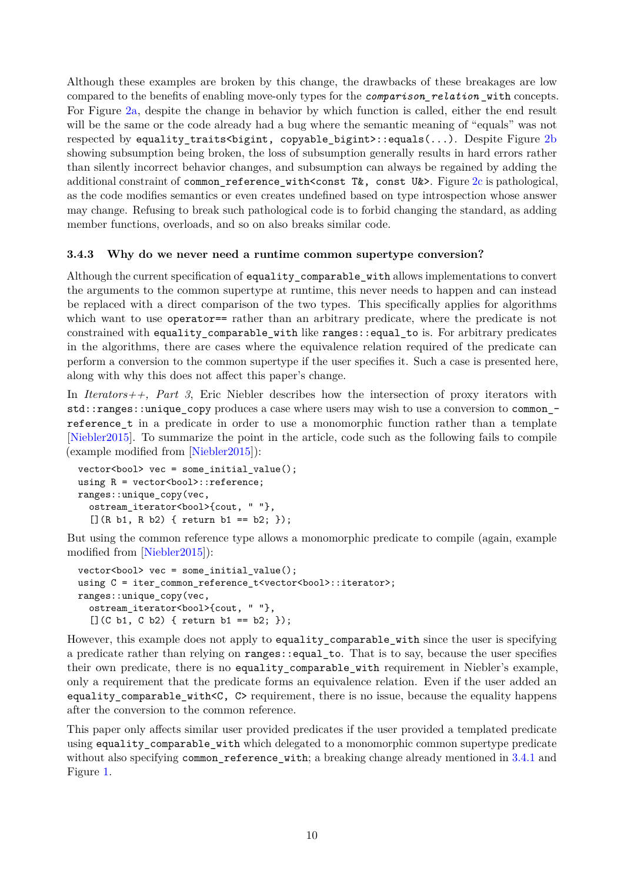Although these examples are broken by this change, the drawbacks of these breakages are low compared to the benefits of enabling move-only types for the *comparison_relation*_with concepts. For Figure 2a, despite the change in behavior by which function is called, either the end result will be the same or the code already had a bug where the semantic meaning of "equals" was not respected by `equality_traits<bigint, copyable_bigint>::equals(...)`. Despite Figure 2b showing subsumption being broken, the loss of subsumption generally results in hard errors rather than silently incorrect behavior changes, and subsumption can always be regained by adding the additional constraint of `common_reference_with<const T&, const U&>`. Figure 2c is pathological, as the code modifies semantics or even creates undefined based on type introspection whose answer may change. Refusing to break such pathological code is to forbid changing the standard, as adding member functions, overloads, and so on also breaks similar code.

### 3.4.3 Why do we never need a runtime common supertype conversion?

Although the current specification of `equality_comparable_with` allows implementations to convert the arguments to the common supertype at runtime, this never needs to happen and can instead be replaced with a direct comparison of the two types. This specifically applies for algorithms which want to use `operator==` rather than an arbitrary predicate, where the predicate is not constrained with `equality_comparable_with` like `ranges::equal_to` is. For arbitrary predicates in the algorithms, there are cases where the equivalence relation required of the predicate can perform a conversion to the common supertype if the user specifies it. Such a case is presented here, along with why this does not affect this paper's change.

In *Iterators++, Part 3*, Eric Niebler describes how the intersection of proxy iterators with `std::ranges::unique_copy` produces a case where users may wish to use a conversion to `common_reference_t` in a predicate in order to use a monomorphic function rather than a template [Niebler2015]. To summarize the point in the article, code such as the following fails to compile (example modified from [Niebler2015]):

```
vector<bool> vec = some_initial_value();
using R = vector<bool>::reference;
ranges::unique_copy(vec,
  ostream_iterator<bool>{cout, " "},
  [](R b1, R b2) { return b1 == b2; });
```

But using the common reference type allows a monomorphic predicate to compile (again, example modified from [Niebler2015]):

```
vector<bool> vec = some_initial_value();
using C = iter_common_reference_t<vector<bool>::iterator>;
ranges::unique_copy(vec,
  ostream_iterator<bool>{cout, " "},
  [](C b1, C b2) { return b1 == b2; });
```

However, this example does not apply to `equality_comparable_with` since the user is specifying a predicate rather than relying on `ranges::equal_to`. That is to say, because the user specifies their own predicate, there is no `equality_comparable_with` requirement in Niebler's example, only a requirement that the predicate forms an equivalence relation. Even if the user added an `equality_comparable_with<C, C>` requirement, there is no issue, because the equality happens after the conversion to the common reference.

This paper only affects similar user provided predicates if the user provided a templated predicate using `equality_comparable_with` which delegated to a monomorphic common supertype predicate without also specifying `common_reference_with`; a breaking change already mentioned in 3.4.1 and Figure 1.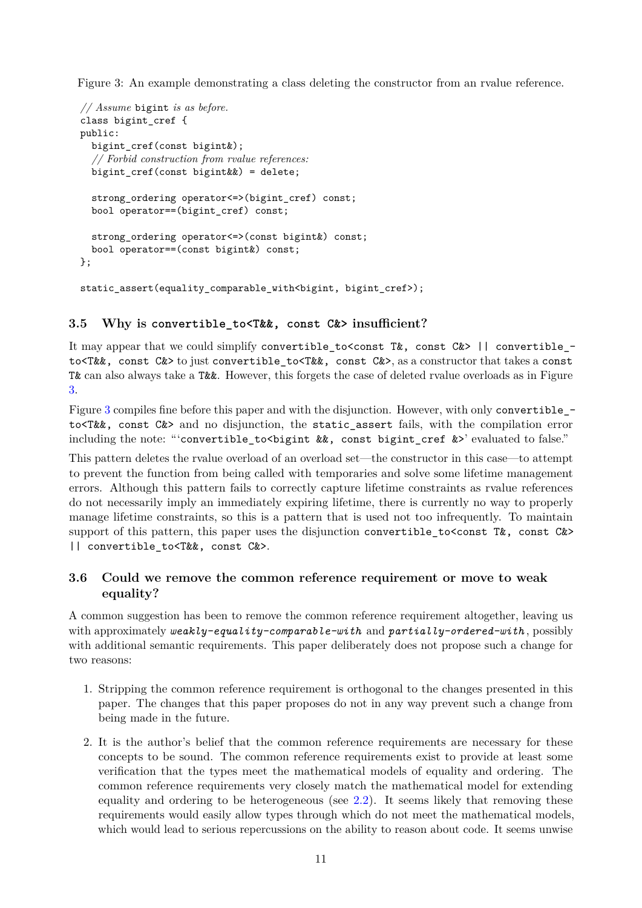Figure 3: An example demonstrating a class deleting the constructor from an rvalue reference.

```
// Assume bigint is as before.
class bigint_cref {
public:
  bigint_cref(const bigint&);
  // Forbid construction from rvalue references:
  bigint_cref(const bigint&&) = delete;

  strong_ordering operator<=>(bigint_cref) const;
  bool operator==(bigint_cref) const;

  strong_ordering operator<=>(const bigint&) const;
  bool operator==(const bigint&) const;
};

static_assert(equality_comparable_with<bigint, bigint_cref>);
```

### 3.5 Why is `convertible_to<T&&, const C&>` insufficient?

It may appear that we could simplify `convertible_to<const T&, const C&> || convertible_to<T&&, const C&>` to just `convertible_to<T&&, const C&>`, as a constructor that takes a `const T&` can also always take a `T&&`. However, this forgets the case of deleted rvalue overloads as in Figure 3.

Figure 3 compiles fine before this paper and with the disjunction. However, with only `convertible_to<T&&, const C&>` and no disjunction, the `static_assert` fails, with the compilation error including the note: "'`convertible_to<bigint &&, const bigint_cref &>`' evaluated to false."

This pattern deletes the rvalue overload of an overload set—the constructor in this case—to attempt to prevent the function from being called with temporaries and solve some lifetime management errors. Although this pattern fails to correctly capture lifetime constraints as rvalue references do not necessarily imply an immediately expiring lifetime, there is currently no way to properly manage lifetime constraints, so this is a pattern that is used not too infrequently. To maintain support of this pattern, this paper uses the disjunction `convertible_to<const T&, const C&> || convertible_to<T&&, const C&>`.

### 3.6 Could we remove the common reference requirement or move to weak equality?

A common suggestion has been to remove the common reference requirement altogether, leaving us with approximately *`weakly-equality-comparable-with`* and *`partially-ordered-with`*, possibly with additional semantic requirements. This paper deliberately does not propose such a change for two reasons:

1. Stripping the common reference requirement is orthogonal to the changes presented in this paper. The changes that this paper proposes do not in any way prevent such a change from being made in the future.

2. It is the author's belief that the common reference requirements are necessary for these concepts to be sound. The common reference requirements exist to provide at least some verification that the types meet the mathematical models of equality and ordering. The common reference requirements very closely match the mathematical model for extending equality and ordering to be heterogeneous (see 2.2). It seems likely that removing these requirements would easily allow types through which do not meet the mathematical models, which would lead to serious repercussions on the ability to reason about code. It seems unwise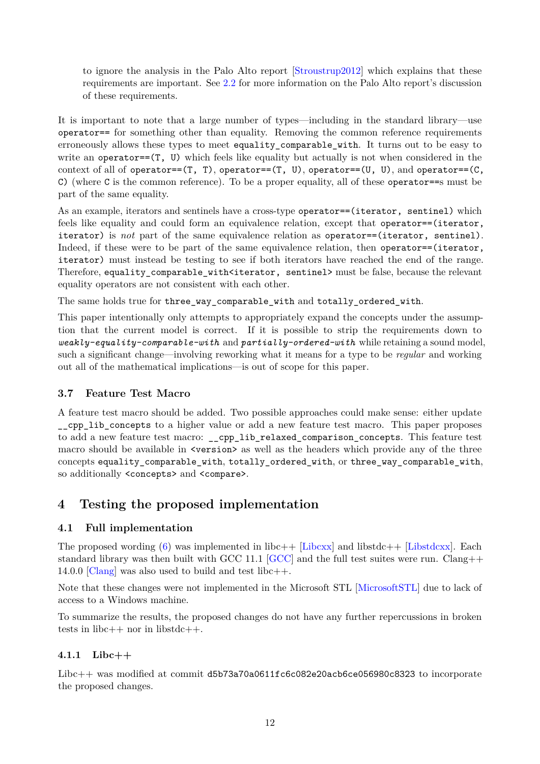to ignore the analysis in the Palo Alto report [Stroustrup2012] which explains that these requirements are important. See 2.2 for more information on the Palo Alto report's discussion of these requirements.

It is important to note that a large number of types—including in the standard library—use `operator==` for something other than equality. Removing the common reference requirements erroneously allows these types to meet `equality_comparable_with`. It turns out to be easy to write an `operator==(T, U)` which feels like equality but actually is not when considered in the context of all of `operator==(T, T)`, `operator==(T, U)`, `operator==(U, U)`, and `operator==(C, C)` (where `C` is the common reference). To be a proper equality, all of these `operator==`s must be part of the same equality.

As an example, iterators and sentinels have a cross-type `operator==(iterator, sentinel)` which feels like equality and could form an equivalence relation, except that `operator==(iterator, iterator)` is *not* part of the same equivalence relation as `operator==(iterator, sentinel)`. Indeed, if these were to be part of the same equivalence relation, then `operator==(iterator, iterator)` must instead be testing to see if both iterators have reached the end of the range. Therefore, `equality_comparable_with<iterator, sentinel>` must be false, because the relevant equality operators are not consistent with each other.

The same holds true for `three_way_comparable_with` and `totally_ordered_with`.

This paper intentionally only attempts to appropriately expand the concepts under the assumption that the current model is correct. If it is possible to strip the requirements down to *`weakly-equality-comparable-with`* and *`partially-ordered-with`* while retaining a sound model, such a significant change—involving reworking what it means for a type to be *regular* and working out all of the mathematical implications—is out of scope for this paper.

### 3.7 Feature Test Macro

A feature test macro should be added. Two possible approaches could make sense: either update `__cpp_lib_concepts` to a higher value or add a new feature test macro. This paper proposes to add a new feature test macro: `__cpp_lib_relaxed_comparison_concepts`. This feature test macro should be available in `<version>` as well as the headers which provide any of the three concepts `equality_comparable_with`, `totally_ordered_with`, or `three_way_comparable_with`, so additionally `<concepts>` and `<compare>`.

## 4 Testing the proposed implementation

### 4.1 Full implementation

The proposed wording (6) was implemented in libc++ [Libcxx] and libstdc++ [Libstdcxx]. Each standard library was then built with GCC 11.1 [GCC] and the full test suites were run. Clang++ 14.0.0 [Clang] was also used to build and test libc++.

Note that these changes were not implemented in the Microsoft STL [MicrosoftSTL] due to lack of access to a Windows machine.

To summarize the results, the proposed changes do not have any further repercussions in broken tests in libc++ nor in libstdc++.

#### 4.1.1 Libc++

Libc++ was modified at commit `d5b73a70a0611fc6c082e20acb6ce056980c8323` to incorporate the proposed changes.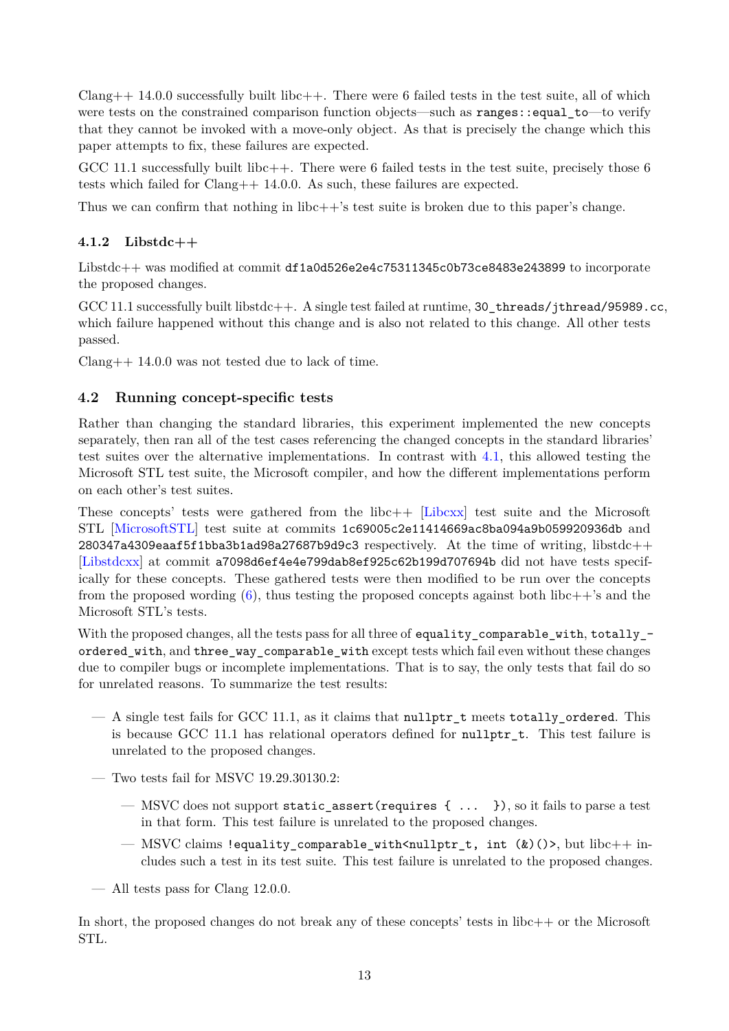Clang++ 14.0.0 successfully built libc++. There were 6 failed tests in the test suite, all of which were tests on the constrained comparison function objects—such as `ranges::equal_to`—to verify that they cannot be invoked with a move-only object. As that is precisely the change which this paper attempts to fix, these failures are expected.

GCC 11.1 successfully built libc++. There were 6 failed tests in the test suite, precisely those 6 tests which failed for Clang++ 14.0.0. As such, these failures are expected.

Thus we can confirm that nothing in libc++'s test suite is broken due to this paper's change.

### 4.1.2 Libstdc++

Libstdc++ was modified at commit `df1a0d526e2e4c75311345c0b73ce8483e243899` to incorporate the proposed changes.

GCC 11.1 successfully built libstdc++. A single test failed at runtime, `30_threads/jthread/95989.cc`, which failure happened without this change and is also not related to this change. All other tests passed.

Clang++ 14.0.0 was not tested due to lack of time.

## 4.2 Running concept-specific tests

Rather than changing the standard libraries, this experiment implemented the new concepts separately, then ran all of the test cases referencing the changed concepts in the standard libraries' test suites over the alternative implementations. In contrast with 4.1, this allowed testing the Microsoft STL test suite, the Microsoft compiler, and how the different implementations perform on each other's test suites.

These concepts' tests were gathered from the libc++ [Libcxx] test suite and the Microsoft STL [MicrosoftSTL] test suite at commits `1c69005c2e11414669ac8ba094a9b059920936db` and `280347a4309eaaf5f1bba3b1ad98a27687b9d9c3` respectively. At the time of writing, libstdc++ [Libstdcxx] at commit `a7098d6ef4e4e799dab8ef925c62b199d707694b` did not have tests specifically for these concepts. These gathered tests were then modified to be run over the concepts from the proposed wording (6), thus testing the proposed concepts against both libc++'s and the Microsoft STL's tests.

With the proposed changes, all the tests pass for all three of `equality_comparable_with`, `totally_ordered_with`, and `three_way_comparable_with` except tests which fail even without these changes due to compiler bugs or incomplete implementations. That is to say, the only tests that fail do so for unrelated reasons. To summarize the test results:

- A single test fails for GCC 11.1, as it claims that `nullptr_t` meets `totally_ordered`. This is because GCC 11.1 has relational operators defined for `nullptr_t`. This test failure is unrelated to the proposed changes.
- Two tests fail for MSVC 19.29.30130.2:
  - MSVC does not support `static_assert(requires { ... })`, so it fails to parse a test in that form. This test failure is unrelated to the proposed changes.
  - MSVC claims `!equality_comparable_with<nullptr_t, int (&)()>`, but libc++ includes such a test in its test suite. This test failure is unrelated to the proposed changes.
- All tests pass for Clang 12.0.0.

In short, the proposed changes do not break any of these concepts' tests in libc++ or the Microsoft STL.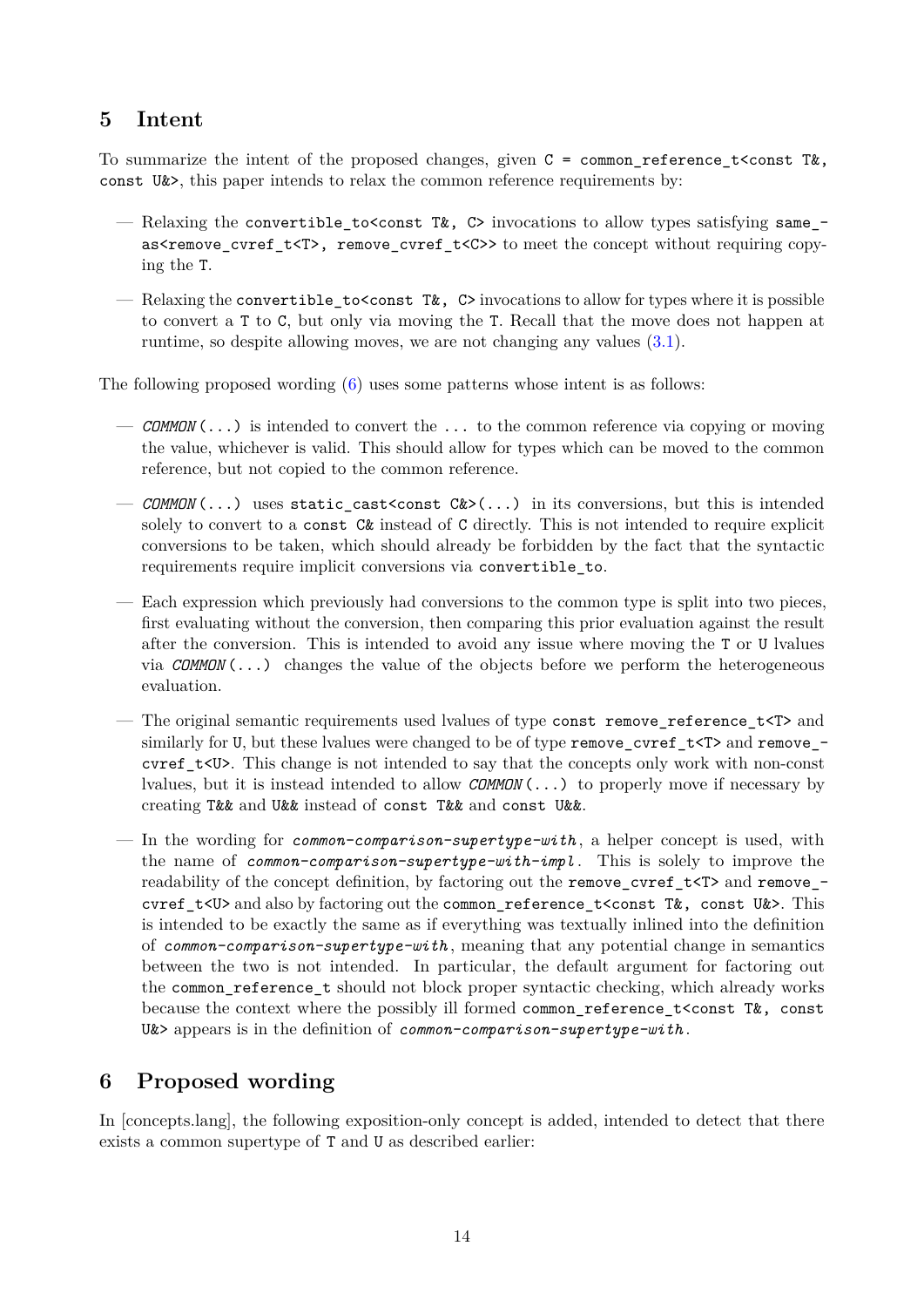## 5 Intent

To summarize the intent of the proposed changes, given `C = common_reference_t<const T&, const U&>`, this paper intends to relax the common reference requirements by:

- Relaxing the `convertible_to<const T&, C>` invocations to allow types satisfying `same_as<remove_cvref_t<T>, remove_cvref_t<C>>` to meet the concept without requiring copying the `T`.
- Relaxing the `convertible_to<const T&, C>` invocations to allow for types where it is possible to convert a `T` to `C`, but only via moving the `T`. Recall that the move does not happen at runtime, so despite allowing moves, we are not changing any values (3.1).

The following proposed wording (6) uses some patterns whose intent is as follows:

- *`COMMON`*`(...)` is intended to convert the `...` to the common reference via copying or moving the value, whichever is valid. This should allow for types which can be moved to the common reference, but not copied to the common reference.
- *`COMMON`*`(...)` uses `static_cast<const C&>(...)` in its conversions, but this is intended solely to convert to a `const C&` instead of `C` directly. This is not intended to require explicit conversions to be taken, which should already be forbidden by the fact that the syntactic requirements require implicit conversions via `convertible_to`.
- Each expression which previously had conversions to the common type is split into two pieces, first evaluating without the conversion, then comparing this prior evaluation against the result after the conversion. This is intended to avoid any issue where moving the `T` or `U` lvalues via *`COMMON`*`(...)` changes the value of the objects before we perform the heterogeneous evaluation.
- The original semantic requirements used lvalues of type `const remove_reference_t<T>` and similarly for `U`, but these lvalues were changed to be of type `remove_cvref_t<T>` and `remove_cvref_t<U>`. This change is not intended to say that the concepts only work with non-const lvalues, but it is instead intended to allow *`COMMON`*`(...)` to properly move if necessary by creating `T&&` and `U&&` instead of `const T&&` and `const U&&`.
- In the wording for *`common-comparison-supertype-with`*, a helper concept is used, with the name of *`common-comparison-supertype-with-impl`*. This is solely to improve the readability of the concept definition, by factoring out the `remove_cvref_t<T>` and `remove_cvref_t<U>` and also by factoring out the `common_reference_t<const T&, const U&>`. This is intended to be exactly the same as if everything was textually inlined into the definition of *`common-comparison-supertype-with`*, meaning that any potential change in semantics between the two is not intended. In particular, the default argument for factoring out the `common_reference_t` should not block proper syntactic checking, which already works because the context where the possibly ill formed `common_reference_t<const T&, const U&>` appears is in the definition of *`common-comparison-supertype-with`*.

## 6 Proposed wording

In [concepts.lang], the following exposition-only concept is added, intended to detect that there exists a common supertype of `T` and `U` as described earlier: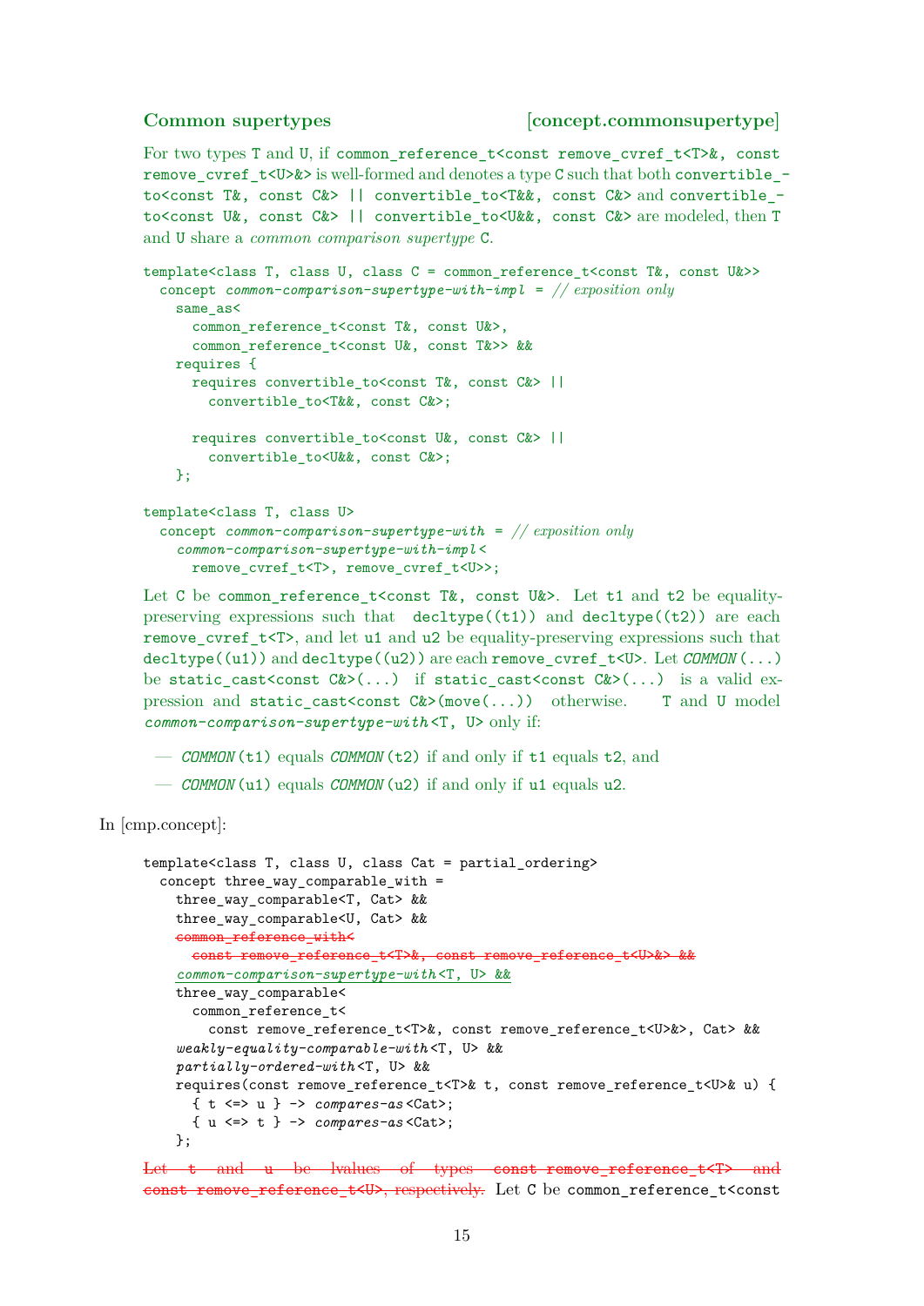### Common supertypes [concept.commonsupertype]

For two types T and U, if `common_reference_t<const remove_cvref_t<T>&, const remove_cvref_t<U>&>` is well-formed and denotes a type C such that both `convertible_to<const T&, const C&> || convertible_to<T&&, const C&>` and `convertible_to<const U&, const C&> || convertible_to<U&&, const C&>` are modeled, then T and U share a *common comparison supertype* C.

```
template<class T, class U, class C = common_reference_t<const T&, const U&>>
  concept common-comparison-supertype-with-impl = // exposition only
    same_as<
      common_reference_t<const T&, const U&>,
      common_reference_t<const U&, const T&>> &&
    requires {
      requires convertible_to<const T&, const C&> ||
        convertible_to<T&&, const C&>;

      requires convertible_to<const U&, const C&> ||
        convertible_to<U&&, const C&>;
    };

template<class T, class U>
  concept common-comparison-supertype-with = // exposition only
    common-comparison-supertype-with-impl<
      remove_cvref_t<T>, remove_cvref_t<U>>;
```

Let C be `common_reference_t<const T&, const U&>`. Let t1 and t2 be equality-preserving expressions such that `decltype((t1))` and `decltype((t2))` are each `remove_cvref_t<T>`, and let u1 and u2 be equality-preserving expressions such that `decltype((u1))` and `decltype((u2))` are each `remove_cvref_t<U>`. Let *`COMMON`*`(...)` be `static_cast<const C&>(...)` if `static_cast<const C&>(...)` is a valid expression and `static_cast<const C&>(move(...))` otherwise. T and U model *`common-comparison-supertype-with`*`<T, U>` only if:

- *`COMMON`*`(t1)` equals *`COMMON`*`(t2)` if and only if t1 equals t2, and
- *`COMMON`*`(u1)` equals *`COMMON`*`(u2)` if and only if u1 equals u2.

In [cmp.concept]:

```
template<class T, class U, class Cat = partial_ordering>
  concept three_way_comparable_with =
    three_way_comparable<T, Cat> &&
    three_way_comparable<U, Cat> &&
    ~~common_reference_with<~~
      ~~const remove_reference_t<T>&, const remove_reference_t<U>&> &&~~
    common-comparison-supertype-with<T, U> &&
    three_way_comparable<
      common_reference_t<
        const remove_reference_t<T>&, const remove_reference_t<U>&>, Cat> &&
    weakly-equality-comparable-with<T, U> &&
    partially-ordered-with<T, U> &&
    requires(const remove_reference_t<T>& t, const remove_reference_t<U>& u) {
      { t <=> u } -> compares-as<Cat>;
      { u <=> t } -> compares-as<Cat>;
    };
```

~~Let t and u be lvalues of types `const remove_reference_t<T>` and `const remove_reference_t<U>`, respectively.~~ Let C be `common_reference_t<const`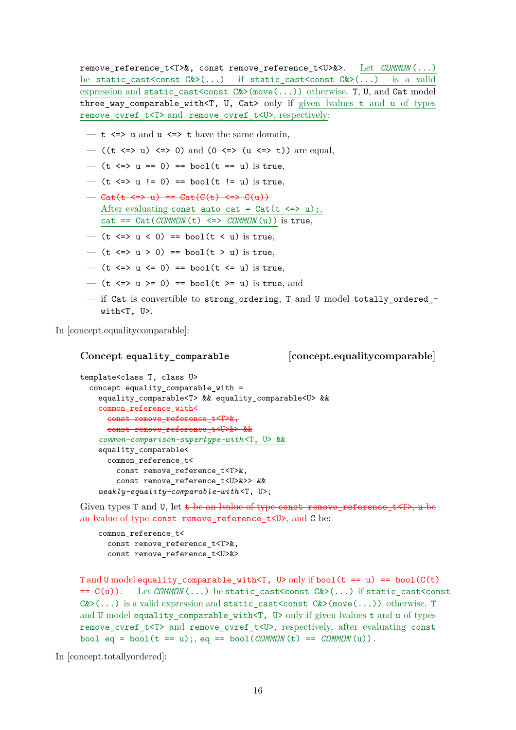remove_reference_t<T>&, const remove_reference_t<U>&>. Let *COMMON*(...) be static_cast<const C&>(...) if static_cast<const C&>(...) is a valid expression and static_cast<const C&>(move(...)) otherwise. T, U, and Cat model three_way_comparable_with<T, U, Cat> only if given lvalues t and u of types remove_cvref_t<T> and remove_cvref_t<U>, respectively:

- t <=> u and u <=> t have the same domain,
- ((t <=> u) <=> 0) and (0 <=> (u <=> t)) are equal,
- (t <=> u == 0) == bool(t == u) is true,
- (t <=> u != 0) == bool(t != u) is true,
- ~~Cat(t <=> u) == Cat(C(t) <=> C(u))~~
  After evaluating const auto cat = Cat(t <=> u);, cat == Cat(*COMMON*(t) <=> *COMMON*(u)) is true,
- (t <=> u < 0) == bool(t < u) is true,
- (t <=> u > 0) == bool(t > u) is true,
- (t <=> u <= 0) == bool(t <= u) is true,
- (t <=> u >= 0) == bool(t >= u) is true, and
- if Cat is convertible to strong_ordering, T and U model totally_ordered_with<T, U>.

In [concept.equalitycomparable]:

### Concept equality_comparable [concept.equalitycomparable]

```
template<class T, class U>
  concept equality_comparable_with =
    equality_comparable<T> && equality_comparable<U> &&
    common_reference_with<
      const remove_reference_t<T>&,
      const remove_reference_t<U>&> &&
    common-comparison-supertype-with<T, U> &&
    equality_comparable<
      common_reference_t<
        const remove_reference_t<T>&,
        const remove_reference_t<U>&>> &&
    weakly-equality-comparable-with<T, U>;
```

Given types T and U, let ~~t be an lvalue of type const remove_reference_t<T>, u be an lvalue of type const remove_reference_t<U>, and~~ C be:

```
common_reference_t<
  const remove_reference_t<T>&,
  const remove_reference_t<U>&>
```

~~T and U model equality_comparable_with<T, U> only if bool(t == u) == bool(C(t) == C(u)).~~ Let *COMMON*(...) be static_cast<const C&>(...) if static_cast<const C&>(...) is a valid expression and static_cast<const C&>(move(...)) otherwise. T and U model equality_comparable_with<T, U> only if given lvalues t and u of types remove_cvref_t<T> and remove_cvref_t<U>, respectively, after evaluating const bool eq = bool(t == u);, eq == bool(*COMMON*(t) == *COMMON*(u)).

In [concept.totallyordered]: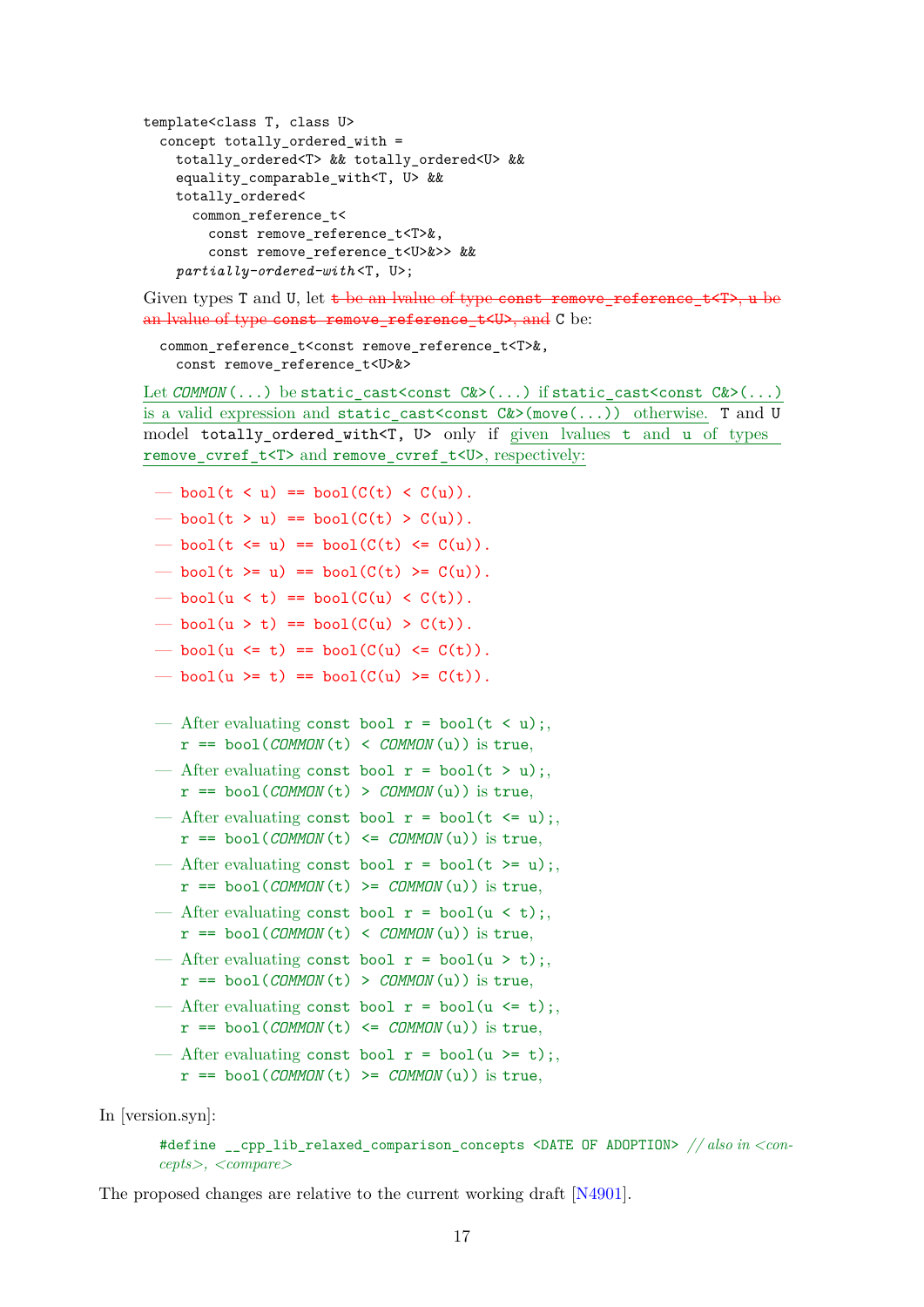```
template<class T, class U>
  concept totally_ordered_with =
    totally_ordered<T> && totally_ordered<U> &&
    equality_comparable_with<T, U> &&
    totally_ordered<
      common_reference_t<
        const remove_reference_t<T>&,
        const remove_reference_t<U>&>> &&
    partially-ordered-with<T, U>;
```

Given types T and U, let ~~t be an lvalue of type const remove_reference_t<T>, u be an lvalue of type const remove_reference_t<U>, and~~ C be:

```
common_reference_t<const remove_reference_t<T>&,
  const remove_reference_t<U>&>
```

Let *COMMON*(...) be static_cast<const C&>(...) if static_cast<const C&>(...) is a valid expression and static_cast<const C&>(move(...)) otherwise. T and U model totally_ordered_with<T, U> only if given lvalues t and u of types remove_cvref_t<T> and remove_cvref_t<U>, respectively:

- ~~bool(t < u) == bool(C(t) < C(u)).~~
- ~~bool(t > u) == bool(C(t) > C(u)).~~
- ~~bool(t <= u) == bool(C(t) <= C(u)).~~
- ~~bool(t >= u) == bool(C(t) >= C(u)).~~
- ~~bool(u < t) == bool(C(u) < C(t)).~~
- ~~bool(u > t) == bool(C(u) > C(t)).~~
- ~~bool(u <= t) == bool(C(u) <= C(t)).~~
- ~~bool(u >= t) == bool(C(u) >= C(t)).~~

- After evaluating const bool r = bool(t < u);,
  r == bool(*COMMON*(t) < *COMMON*(u)) is true,
- After evaluating const bool r = bool(t > u);,
  r == bool(*COMMON*(t) > *COMMON*(u)) is true,
- After evaluating const bool r = bool(t <= u);,
  r == bool(*COMMON*(t) <= *COMMON*(u)) is true,
- After evaluating const bool r = bool(t >= u);,
  r == bool(*COMMON*(t) >= *COMMON*(u)) is true,
- After evaluating const bool r = bool(u < t);,
  r == bool(*COMMON*(t) < *COMMON*(u)) is true,
- After evaluating const bool r = bool(u > t);,
  r == bool(*COMMON*(t) > *COMMON*(u)) is true,
- After evaluating const bool r = bool(u <= t);,
  r == bool(*COMMON*(t) <= *COMMON*(u)) is true,
- After evaluating const bool r = bool(u >= t);,
  r == bool(*COMMON*(t) >= *COMMON*(u)) is true,

In [version.syn]:

```
#define __cpp_lib_relaxed_comparison_concepts <DATE OF ADOPTION> // also in <concepts>, <compare>
```

The proposed changes are relative to the current working draft [N4901].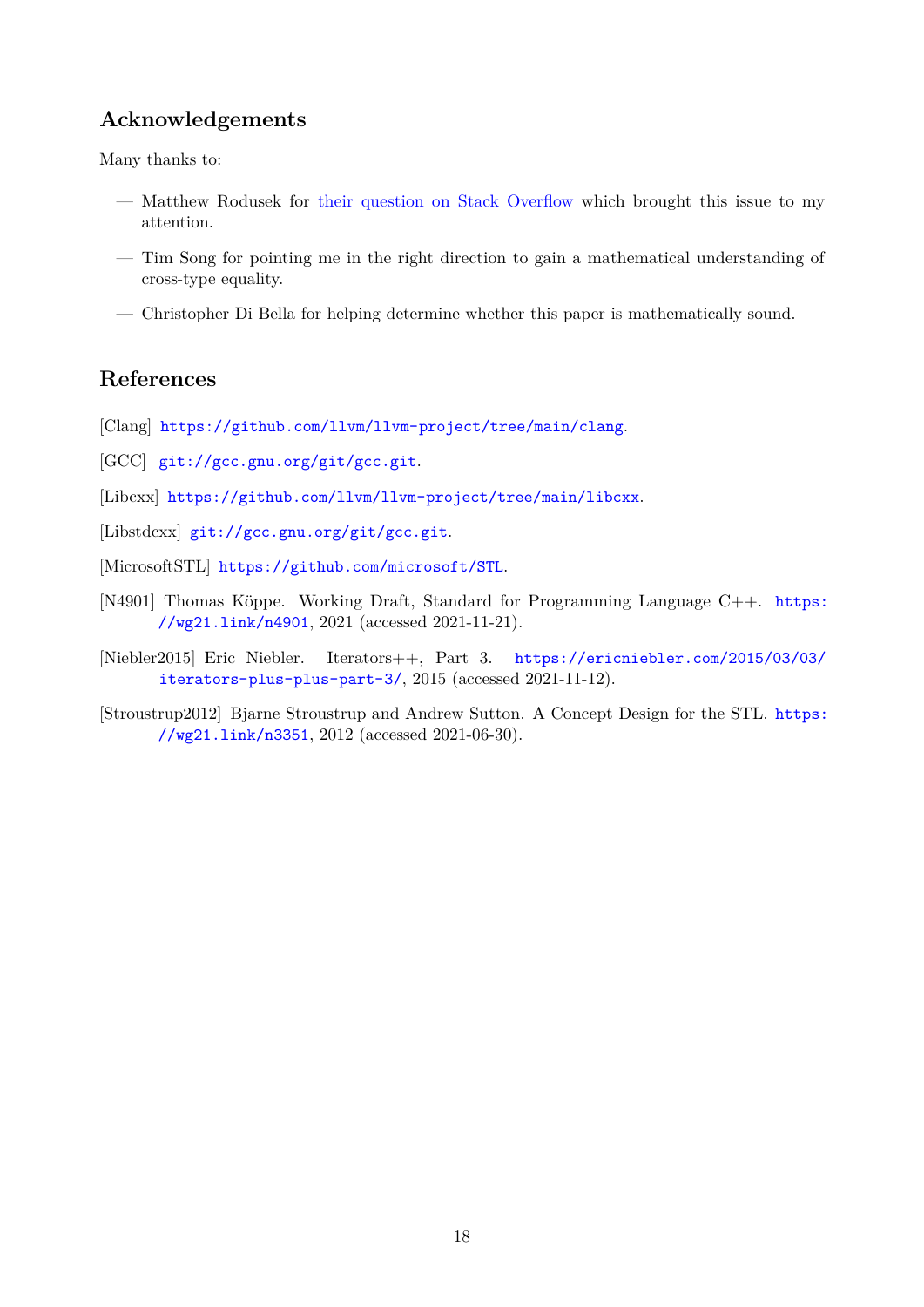## Acknowledgements

Many thanks to:

— Matthew Rodusek for their question on Stack Overflow which brought this issue to my attention.

— Tim Song for pointing me in the right direction to gain a mathematical understanding of cross-type equality.

— Christopher Di Bella for helping determine whether this paper is mathematically sound.

## References

[Clang] `https://github.com/llvm/llvm-project/tree/main/clang`.

[GCC] `git://gcc.gnu.org/git/gcc.git`.

[Libcxx] `https://github.com/llvm/llvm-project/tree/main/libcxx`.

[Libstdcxx] `git://gcc.gnu.org/git/gcc.git`.

[MicrosoftSTL] `https://github.com/microsoft/STL`.

[N4901] Thomas Köppe. Working Draft, Standard for Programming Language C++. `https://wg21.link/n4901`, 2021 (accessed 2021-11-21).

[Niebler2015] Eric Niebler. Iterators++, Part 3. `https://ericniebler.com/2015/03/03/iterators-plus-plus-part-3/`, 2015 (accessed 2021-11-12).

[Stroustrup2012] Bjarne Stroustrup and Andrew Sutton. A Concept Design for the STL. `https://wg21.link/n3351`, 2012 (accessed 2021-06-30).